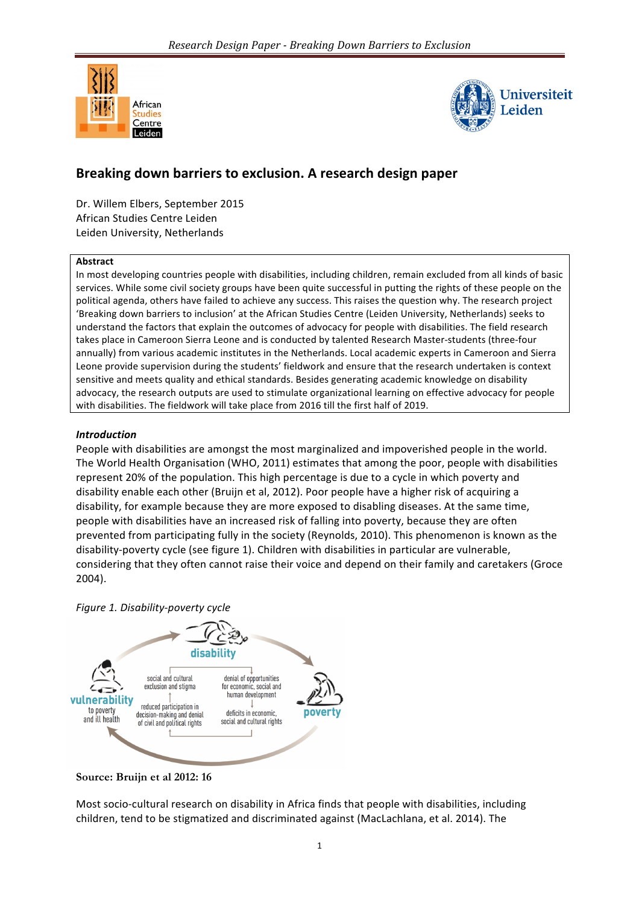# Breaking down barriers to exclusion. A research design paper

Dr. Willem Elbers, September 2015
African Studies Centre Leiden
Leiden University, Netherlands

**Abstract**
In most developing countries people with disabilities, including children, remain excluded from all kinds of basic services. While some civil society groups have been quite successful in putting the rights of these people on the political agenda, others have failed to achieve any success. This raises the question why. The research project 'Breaking down barriers to inclusion' at the African Studies Centre (Leiden University, Netherlands) seeks to understand the factors that explain the outcomes of advocacy for people with disabilities. The field research takes place in Cameroon Sierra Leone and is conducted by talented Research Master-students (three-four annually) from various academic institutes in the Netherlands. Local academic experts in Cameroon and Sierra Leone provide supervision during the students' fieldwork and ensure that the research undertaken is context sensitive and meets quality and ethical standards. Besides generating academic knowledge on disability advocacy, the research outputs are used to stimulate organizational learning on effective advocacy for people with disabilities. The fieldwork will take place from 2016 till the first half of 2019.

### *Introduction*

People with disabilities are amongst the most marginalized and impoverished people in the world. The World Health Organisation (WHO, 2011) estimates that among the poor, people with disabilities represent 20% of the population. This high percentage is due to a cycle in which poverty and disability enable each other (Bruijn et al, 2012). Poor people have a higher risk of acquiring a disability, for example because they are more exposed to disabling diseases. At the same time, people with disabilities have an increased risk of falling into poverty, because they are often prevented from participating fully in the society (Reynolds, 2010). This phenomenon is known as the disability-poverty cycle (see figure 1). Children with disabilities in particular are vulnerable, considering that they often cannot raise their voice and depend on their family and caretakers (Groce 2004).

*Figure 1. Disability-poverty cycle*

disability

vulnerability to poverty and ill health

poverty

social and cultural exclusion and stigma

denial of opportunities for economic, social and human development

reduced participation in decision-making and denial of civil and political rights

deficits in economic, social and cultural rights

**Source: Bruijn et al 2012: 16**

Most socio-cultural research on disability in Africa finds that people with disabilities, including children, tend to be stigmatized and discriminated against (MacLachlana, et al. 2014). The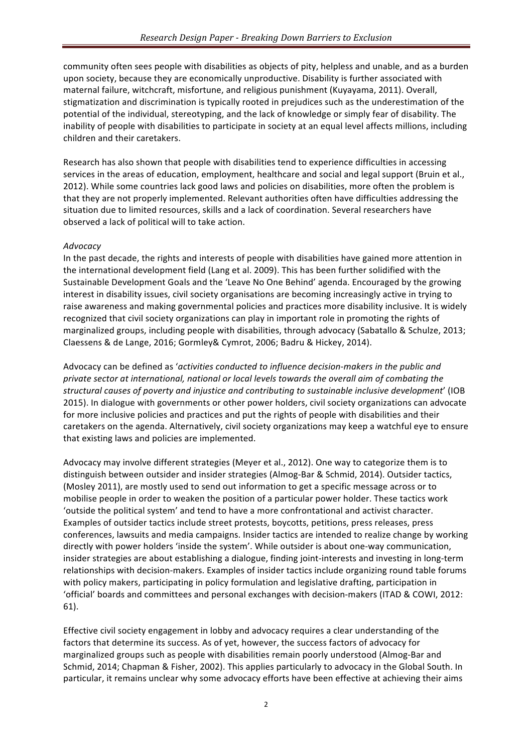community often sees people with disabilities as objects of pity, helpless and unable, and as a burden upon society, because they are economically unproductive. Disability is further associated with maternal failure, witchcraft, misfortune, and religious punishment (Kuyayama, 2011). Overall, stigmatization and discrimination is typically rooted in prejudices such as the underestimation of the potential of the individual, stereotyping, and the lack of knowledge or simply fear of disability. The inability of people with disabilities to participate in society at an equal level affects millions, including children and their caretakers.

Research has also shown that people with disabilities tend to experience difficulties in accessing services in the areas of education, employment, healthcare and social and legal support (Bruin et al., 2012). While some countries lack good laws and policies on disabilities, more often the problem is that they are not properly implemented. Relevant authorities often have difficulties addressing the situation due to limited resources, skills and a lack of coordination. Several researchers have observed a lack of political will to take action.

*Advocacy*

In the past decade, the rights and interests of people with disabilities have gained more attention in the international development field (Lang et al. 2009). This has been further solidified with the Sustainable Development Goals and the 'Leave No One Behind' agenda. Encouraged by the growing interest in disability issues, civil society organisations are becoming increasingly active in trying to raise awareness and making governmental policies and practices more disability inclusive. It is widely recognized that civil society organizations can play in important role in promoting the rights of marginalized groups, including people with disabilities, through advocacy (Sabatallo & Schulze, 2013; Claessens & de Lange, 2016; Gormley& Cymrot, 2006; Badru & Hickey, 2014).

Advocacy can be defined as '*activities conducted to influence decision-makers in the public and private sector at international, national or local levels towards the overall aim of combating the structural causes of poverty and injustice and contributing to sustainable inclusive development*' (IOB 2015). In dialogue with governments or other power holders, civil society organizations can advocate for more inclusive policies and practices and put the rights of people with disabilities and their caretakers on the agenda. Alternatively, civil society organizations may keep a watchful eye to ensure that existing laws and policies are implemented.

Advocacy may involve different strategies (Meyer et al., 2012). One way to categorize them is to distinguish between outsider and insider strategies (Almog-Bar & Schmid, 2014). Outsider tactics, (Mosley 2011), are mostly used to send out information to get a specific message across or to mobilise people in order to weaken the position of a particular power holder. These tactics work 'outside the political system' and tend to have a more confrontational and activist character. Examples of outsider tactics include street protests, boycotts, petitions, press releases, press conferences, lawsuits and media campaigns. Insider tactics are intended to realize change by working directly with power holders 'inside the system'. While outsider is about one-way communication, insider strategies are about establishing a dialogue, finding joint-interests and investing in long-term relationships with decision-makers. Examples of insider tactics include organizing round table forums with policy makers, participating in policy formulation and legislative drafting, participation in 'official' boards and committees and personal exchanges with decision-makers (ITAD & COWI, 2012: 61).

Effective civil society engagement in lobby and advocacy requires a clear understanding of the factors that determine its success. As of yet, however, the success factors of advocacy for marginalized groups such as people with disabilities remain poorly understood (Almog-Bar and Schmid, 2014; Chapman & Fisher, 2002). This applies particularly to advocacy in the Global South. In particular, it remains unclear why some advocacy efforts have been effective at achieving their aims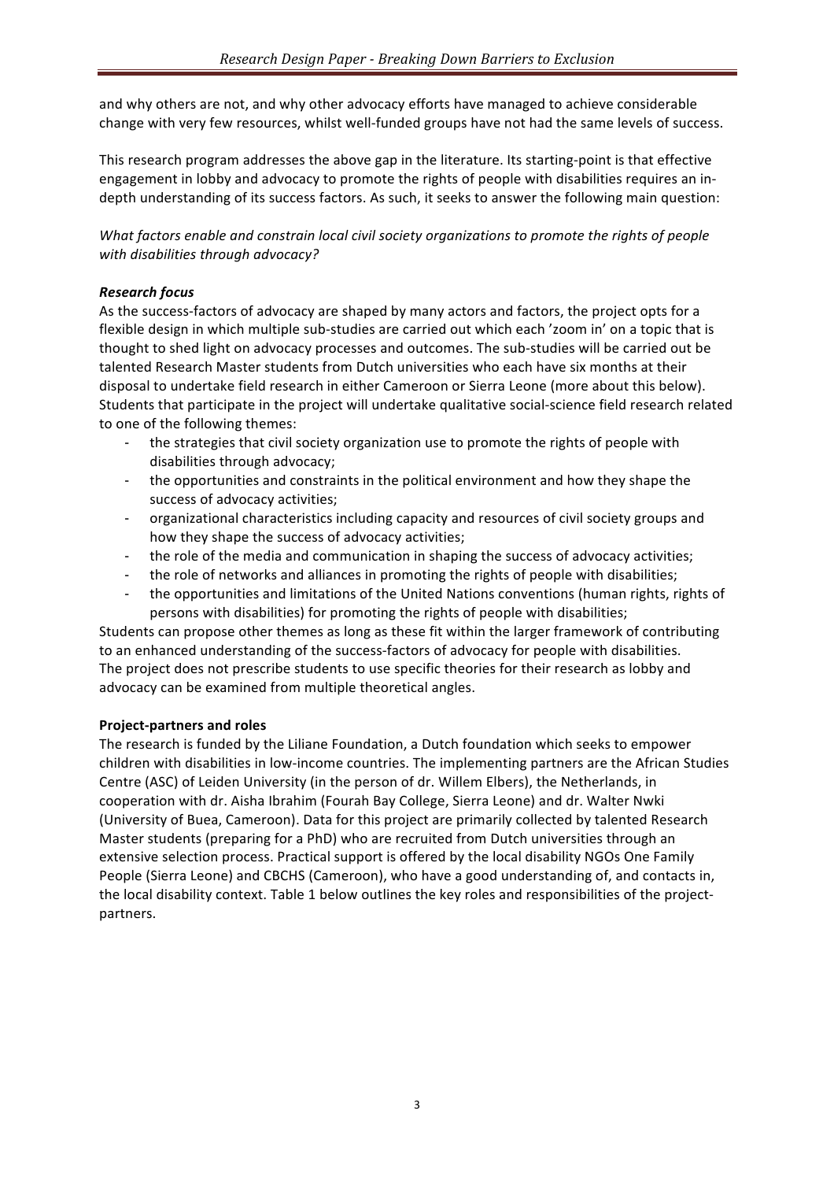and why others are not, and why other advocacy efforts have managed to achieve considerable change with very few resources, whilst well-funded groups have not had the same levels of success.

This research program addresses the above gap in the literature. Its starting-point is that effective engagement in lobby and advocacy to promote the rights of people with disabilities requires an in-depth understanding of its success factors. As such, it seeks to answer the following main question:

*What factors enable and constrain local civil society organizations to promote the rights of people with disabilities through advocacy?*

***Research focus***

As the success-factors of advocacy are shaped by many actors and factors, the project opts for a flexible design in which multiple sub-studies are carried out which each 'zoom in' on a topic that is thought to shed light on advocacy processes and outcomes. The sub-studies will be carried out be talented Research Master students from Dutch universities who each have six months at their disposal to undertake field research in either Cameroon or Sierra Leone (more about this below). Students that participate in the project will undertake qualitative social-science field research related to one of the following themes:

- the strategies that civil society organization use to promote the rights of people with disabilities through advocacy;
- the opportunities and constraints in the political environment and how they shape the success of advocacy activities;
- organizational characteristics including capacity and resources of civil society groups and how they shape the success of advocacy activities;
- the role of the media and communication in shaping the success of advocacy activities;
- the role of networks and alliances in promoting the rights of people with disabilities;
- the opportunities and limitations of the United Nations conventions (human rights, rights of persons with disabilities) for promoting the rights of people with disabilities;

Students can propose other themes as long as these fit within the larger framework of contributing to an enhanced understanding of the success-factors of advocacy for people with disabilities. The project does not prescribe students to use specific theories for their research as lobby and advocacy can be examined from multiple theoretical angles.

**Project-partners and roles**

The research is funded by the Liliane Foundation, a Dutch foundation which seeks to empower children with disabilities in low-income countries. The implementing partners are the African Studies Centre (ASC) of Leiden University (in the person of dr. Willem Elbers), the Netherlands, in cooperation with dr. Aisha Ibrahim (Fourah Bay College, Sierra Leone) and dr. Walter Nwki (University of Buea, Cameroon). Data for this project are primarily collected by talented Research Master students (preparing for a PhD) who are recruited from Dutch universities through an extensive selection process. Practical support is offered by the local disability NGOs One Family People (Sierra Leone) and CBCHS (Cameroon), who have a good understanding of, and contacts in, the local disability context. Table 1 below outlines the key roles and responsibilities of the project-partners.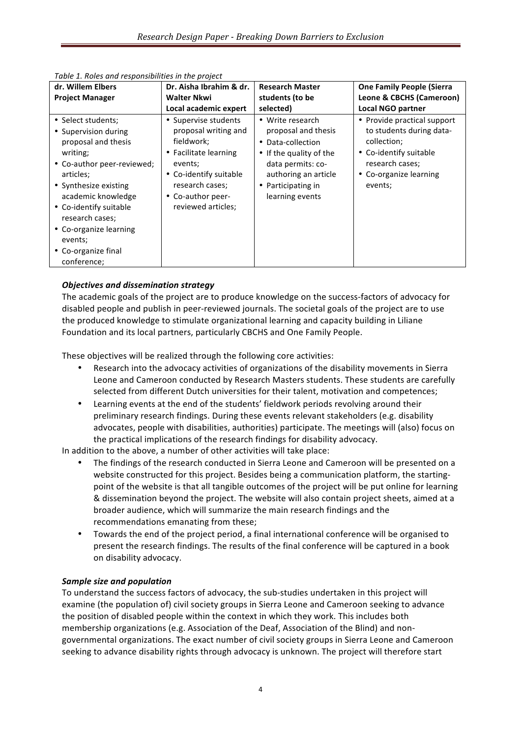*Table 1. Roles and responsibilities in the project*

| dr. Willem Elbers<br>Project Manager | Dr. Aisha Ibrahim & dr. Walter Nkwi<br>Local academic expert | Research Master students (to be selected) | One Family People (Sierra Leone & CBCHS (Cameroon)<br>Local NGO partner |
|---|---|---|---|
| • Select students;<br>• Supervision during proposal and thesis writing;<br>• Co-author peer-reviewed; articles;<br>• Synthesize existing academic knowledge<br>• Co-identify suitable research cases;<br>• Co-organize learning events;<br>• Co-organize final conference; | • Supervise students proposal writing and fieldwork;<br>• Facilitate learning events;<br>• Co-identify suitable research cases;<br>• Co-author peer-reviewed articles; | • Write research proposal and thesis<br>• Data-collection<br>• If the quality of the data permits: co-authoring an article<br>• Participating in learning events | • Provide practical support to students during data-collection;<br>• Co-identify suitable research cases;<br>• Co-organize learning events; |

***Objectives and dissemination strategy***

The academic goals of the project are to produce knowledge on the success-factors of advocacy for disabled people and publish in peer-reviewed journals. The societal goals of the project are to use the produced knowledge to stimulate organizational learning and capacity building in Liliane Foundation and its local partners, particularly CBCHS and One Family People.

These objectives will be realized through the following core activities:

- Research into the advocacy activities of organizations of the disability movements in Sierra Leone and Cameroon conducted by Research Masters students. These students are carefully selected from different Dutch universities for their talent, motivation and competences;
- Learning events at the end of the students' fieldwork periods revolving around their preliminary research findings. During these events relevant stakeholders (e.g. disability advocates, people with disabilities, authorities) participate. The meetings will (also) focus on the practical implications of the research findings for disability advocacy.

In addition to the above, a number of other activities will take place:

- The findings of the research conducted in Sierra Leone and Cameroon will be presented on a website constructed for this project. Besides being a communication platform, the starting-point of the website is that all tangible outcomes of the project will be put online for learning & dissemination beyond the project. The website will also contain project sheets, aimed at a broader audience, which will summarize the main research findings and the recommendations emanating from these;
- Towards the end of the project period, a final international conference will be organised to present the research findings. The results of the final conference will be captured in a book on disability advocacy.

***Sample size and population***

To understand the success factors of advocacy, the sub-studies undertaken in this project will examine (the population of) civil society groups in Sierra Leone and Cameroon seeking to advance the position of disabled people within the context in which they work. This includes both membership organizations (e.g. Association of the Deaf, Association of the Blind) and non-governmental organizations. The exact number of civil society groups in Sierra Leone and Cameroon seeking to advance disability rights through advocacy is unknown. The project will therefore start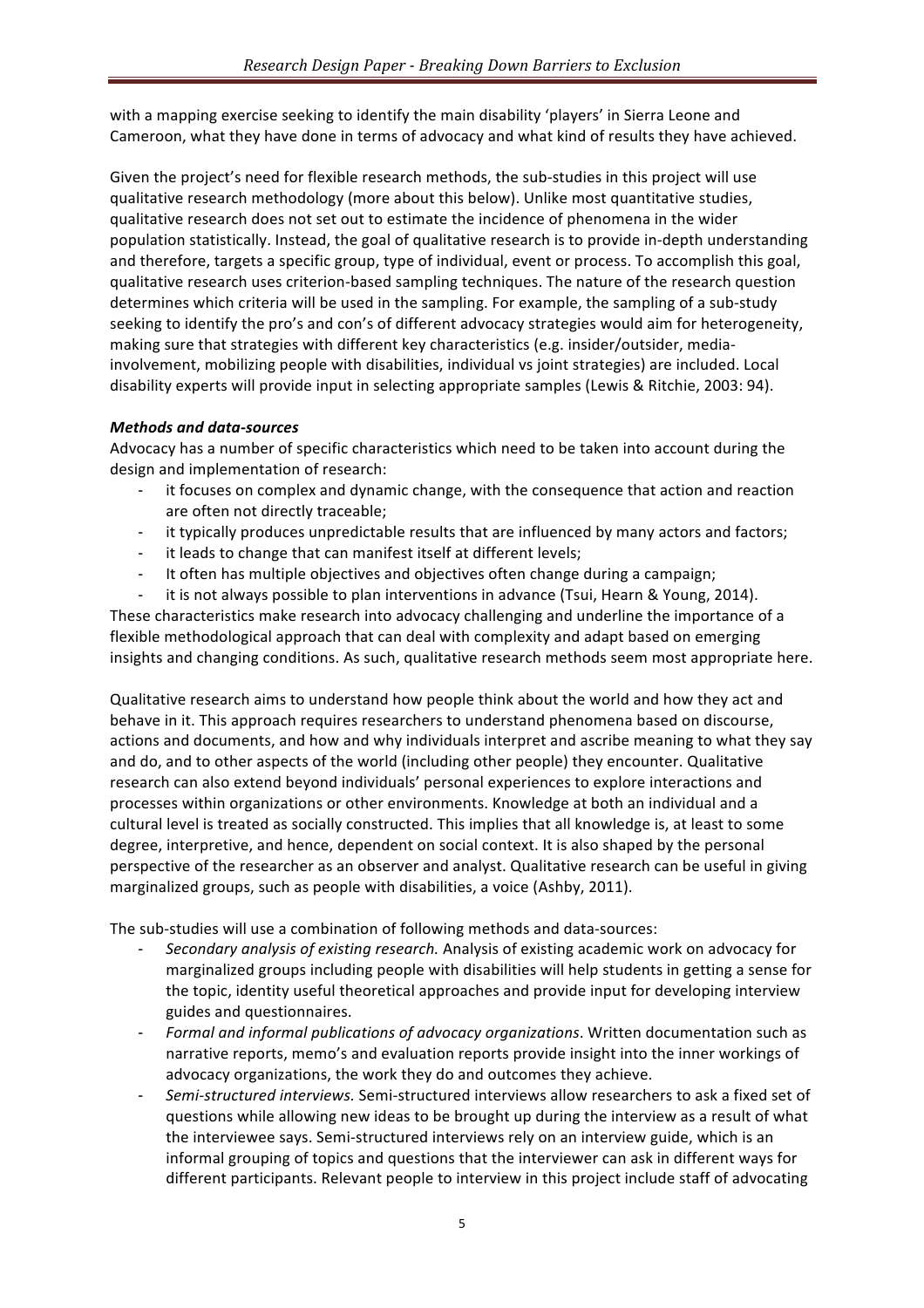with a mapping exercise seeking to identify the main disability 'players' in Sierra Leone and Cameroon, what they have done in terms of advocacy and what kind of results they have achieved.

Given the project's need for flexible research methods, the sub-studies in this project will use qualitative research methodology (more about this below). Unlike most quantitative studies, qualitative research does not set out to estimate the incidence of phenomena in the wider population statistically. Instead, the goal of qualitative research is to provide in-depth understanding and therefore, targets a specific group, type of individual, event or process. To accomplish this goal, qualitative research uses criterion-based sampling techniques. The nature of the research question determines which criteria will be used in the sampling. For example, the sampling of a sub-study seeking to identify the pro's and con's of different advocacy strategies would aim for heterogeneity, making sure that strategies with different key characteristics (e.g. insider/outsider, media-involvement, mobilizing people with disabilities, individual vs joint strategies) are included. Local disability experts will provide input in selecting appropriate samples (Lewis & Ritchie, 2003: 94).

***Methods and data-sources***

Advocacy has a number of specific characteristics which need to be taken into account during the design and implementation of research:

- it focuses on complex and dynamic change, with the consequence that action and reaction are often not directly traceable;
- it typically produces unpredictable results that are influenced by many actors and factors;
- it leads to change that can manifest itself at different levels;
- It often has multiple objectives and objectives often change during a campaign;
- it is not always possible to plan interventions in advance (Tsui, Hearn & Young, 2014).

These characteristics make research into advocacy challenging and underline the importance of a flexible methodological approach that can deal with complexity and adapt based on emerging insights and changing conditions. As such, qualitative research methods seem most appropriate here.

Qualitative research aims to understand how people think about the world and how they act and behave in it. This approach requires researchers to understand phenomena based on discourse, actions and documents, and how and why individuals interpret and ascribe meaning to what they say and do, and to other aspects of the world (including other people) they encounter. Qualitative research can also extend beyond individuals' personal experiences to explore interactions and processes within organizations or other environments. Knowledge at both an individual and a cultural level is treated as socially constructed. This implies that all knowledge is, at least to some degree, interpretive, and hence, dependent on social context. It is also shaped by the personal perspective of the researcher as an observer and analyst. Qualitative research can be useful in giving marginalized groups, such as people with disabilities, a voice (Ashby, 2011).

The sub-studies will use a combination of following methods and data-sources:

- *Secondary analysis of existing research.* Analysis of existing academic work on advocacy for marginalized groups including people with disabilities will help students in getting a sense for the topic, identity useful theoretical approaches and provide input for developing interview guides and questionnaires.
- *Formal and informal publications of advocacy organizations*. Written documentation such as narrative reports, memo's and evaluation reports provide insight into the inner workings of advocacy organizations, the work they do and outcomes they achieve.
- *Semi-structured interviews.* Semi-structured interviews allow researchers to ask a fixed set of questions while allowing new ideas to be brought up during the interview as a result of what the interviewee says. Semi-structured interviews rely on an interview guide, which is an informal grouping of topics and questions that the interviewer can ask in different ways for different participants. Relevant people to interview in this project include staff of advocating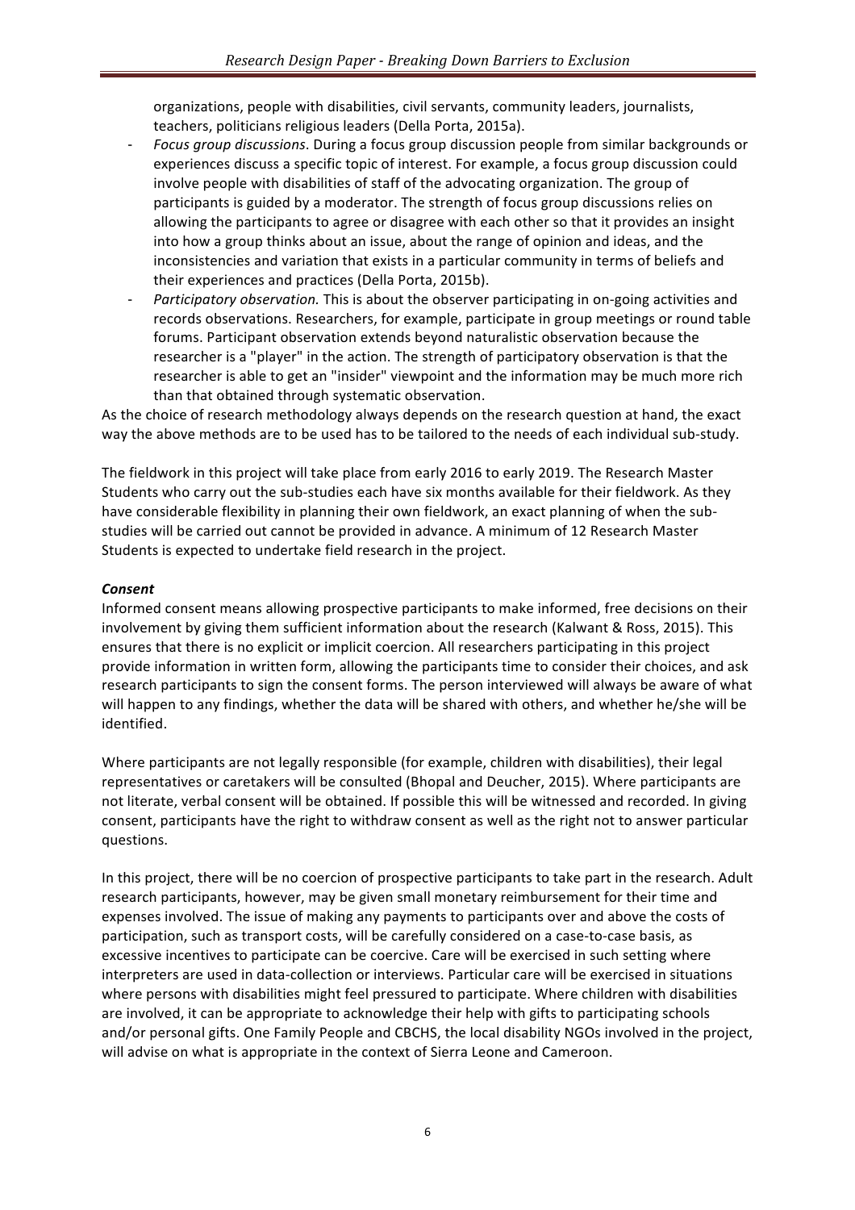organizations, people with disabilities, civil servants, community leaders, journalists, teachers, politicians religious leaders (Della Porta, 2015a).

- *Focus group discussions*. During a focus group discussion people from similar backgrounds or experiences discuss a specific topic of interest. For example, a focus group discussion could involve people with disabilities of staff of the advocating organization. The group of participants is guided by a moderator. The strength of focus group discussions relies on allowing the participants to agree or disagree with each other so that it provides an insight into how a group thinks about an issue, about the range of opinion and ideas, and the inconsistencies and variation that exists in a particular community in terms of beliefs and their experiences and practices (Della Porta, 2015b).
- *Participatory observation.* This is about the observer participating in on-going activities and records observations. Researchers, for example, participate in group meetings or round table forums. Participant observation extends beyond naturalistic observation because the researcher is a "player" in the action. The strength of participatory observation is that the researcher is able to get an "insider" viewpoint and the information may be much more rich than that obtained through systematic observation.

As the choice of research methodology always depends on the research question at hand, the exact way the above methods are to be used has to be tailored to the needs of each individual sub-study.

The fieldwork in this project will take place from early 2016 to early 2019. The Research Master Students who carry out the sub-studies each have six months available for their fieldwork. As they have considerable flexibility in planning their own fieldwork, an exact planning of when the sub-studies will be carried out cannot be provided in advance. A minimum of 12 Research Master Students is expected to undertake field research in the project.

***Consent***

Informed consent means allowing prospective participants to make informed, free decisions on their involvement by giving them sufficient information about the research (Kalwant & Ross, 2015). This ensures that there is no explicit or implicit coercion. All researchers participating in this project provide information in written form, allowing the participants time to consider their choices, and ask research participants to sign the consent forms. The person interviewed will always be aware of what will happen to any findings, whether the data will be shared with others, and whether he/she will be identified.

Where participants are not legally responsible (for example, children with disabilities), their legal representatives or caretakers will be consulted (Bhopal and Deucher, 2015). Where participants are not literate, verbal consent will be obtained. If possible this will be witnessed and recorded. In giving consent, participants have the right to withdraw consent as well as the right not to answer particular questions.

In this project, there will be no coercion of prospective participants to take part in the research. Adult research participants, however, may be given small monetary reimbursement for their time and expenses involved. The issue of making any payments to participants over and above the costs of participation, such as transport costs, will be carefully considered on a case-to-case basis, as excessive incentives to participate can be coercive. Care will be exercised in such setting where interpreters are used in data-collection or interviews. Particular care will be exercised in situations where persons with disabilities might feel pressured to participate. Where children with disabilities are involved, it can be appropriate to acknowledge their help with gifts to participating schools and/or personal gifts. One Family People and CBCHS, the local disability NGOs involved in the project, will advise on what is appropriate in the context of Sierra Leone and Cameroon.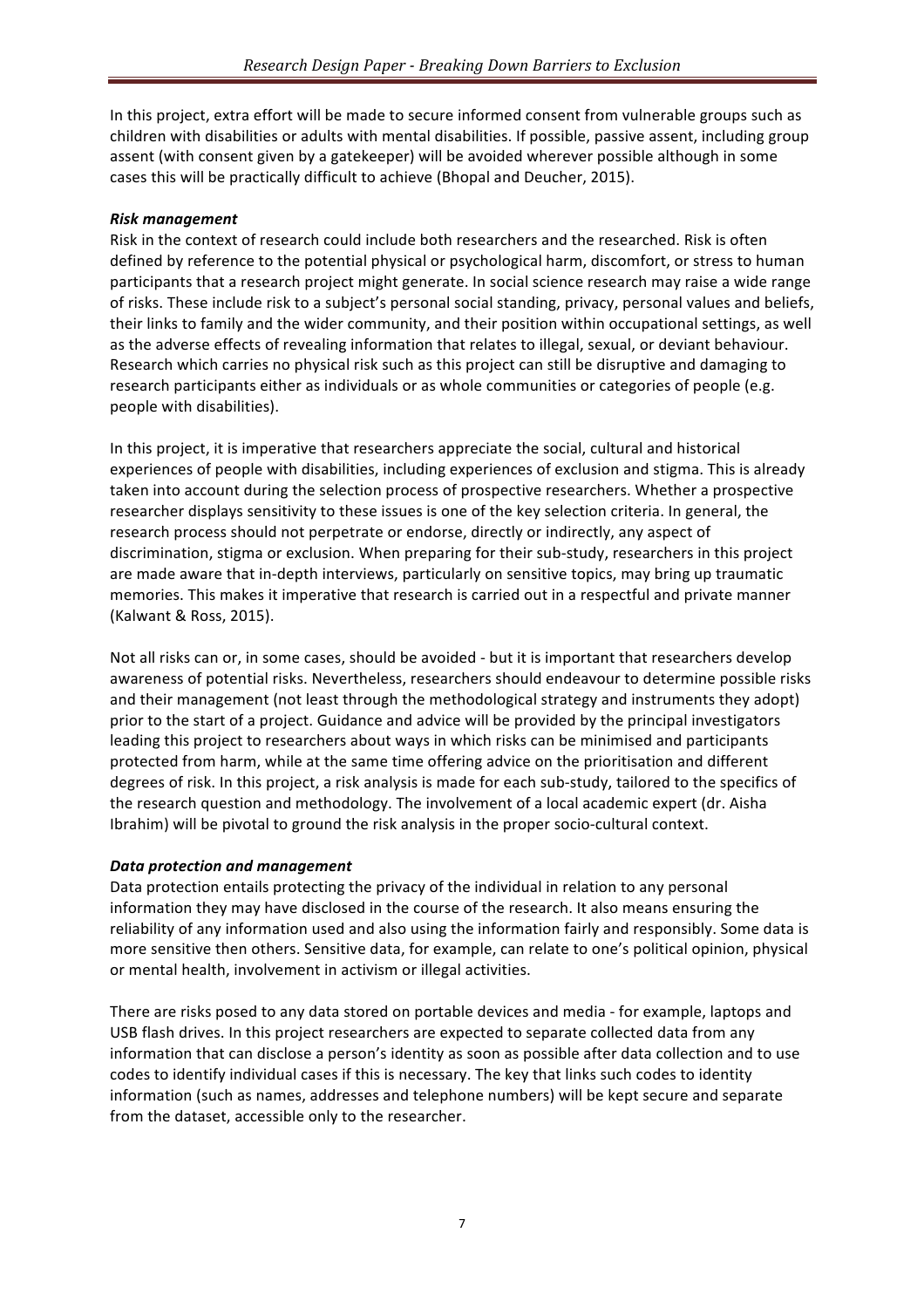In this project, extra effort will be made to secure informed consent from vulnerable groups such as children with disabilities or adults with mental disabilities. If possible, passive assent, including group assent (with consent given by a gatekeeper) will be avoided wherever possible although in some cases this will be practically difficult to achieve (Bhopal and Deucher, 2015).

***Risk management***

Risk in the context of research could include both researchers and the researched. Risk is often defined by reference to the potential physical or psychological harm, discomfort, or stress to human participants that a research project might generate. In social science research may raise a wide range of risks. These include risk to a subject's personal social standing, privacy, personal values and beliefs, their links to family and the wider community, and their position within occupational settings, as well as the adverse effects of revealing information that relates to illegal, sexual, or deviant behaviour. Research which carries no physical risk such as this project can still be disruptive and damaging to research participants either as individuals or as whole communities or categories of people (e.g. people with disabilities).

In this project, it is imperative that researchers appreciate the social, cultural and historical experiences of people with disabilities, including experiences of exclusion and stigma. This is already taken into account during the selection process of prospective researchers. Whether a prospective researcher displays sensitivity to these issues is one of the key selection criteria. In general, the research process should not perpetrate or endorse, directly or indirectly, any aspect of discrimination, stigma or exclusion. When preparing for their sub-study, researchers in this project are made aware that in-depth interviews, particularly on sensitive topics, may bring up traumatic memories. This makes it imperative that research is carried out in a respectful and private manner (Kalwant & Ross, 2015).

Not all risks can or, in some cases, should be avoided - but it is important that researchers develop awareness of potential risks. Nevertheless, researchers should endeavour to determine possible risks and their management (not least through the methodological strategy and instruments they adopt) prior to the start of a project. Guidance and advice will be provided by the principal investigators leading this project to researchers about ways in which risks can be minimised and participants protected from harm, while at the same time offering advice on the prioritisation and different degrees of risk. In this project, a risk analysis is made for each sub-study, tailored to the specifics of the research question and methodology. The involvement of a local academic expert (dr. Aisha Ibrahim) will be pivotal to ground the risk analysis in the proper socio-cultural context.

***Data protection and management***

Data protection entails protecting the privacy of the individual in relation to any personal information they may have disclosed in the course of the research. It also means ensuring the reliability of any information used and also using the information fairly and responsibly. Some data is more sensitive then others. Sensitive data, for example, can relate to one's political opinion, physical or mental health, involvement in activism or illegal activities.

There are risks posed to any data stored on portable devices and media - for example, laptops and USB flash drives. In this project researchers are expected to separate collected data from any information that can disclose a person's identity as soon as possible after data collection and to use codes to identify individual cases if this is necessary. The key that links such codes to identity information (such as names, addresses and telephone numbers) will be kept secure and separate from the dataset, accessible only to the researcher.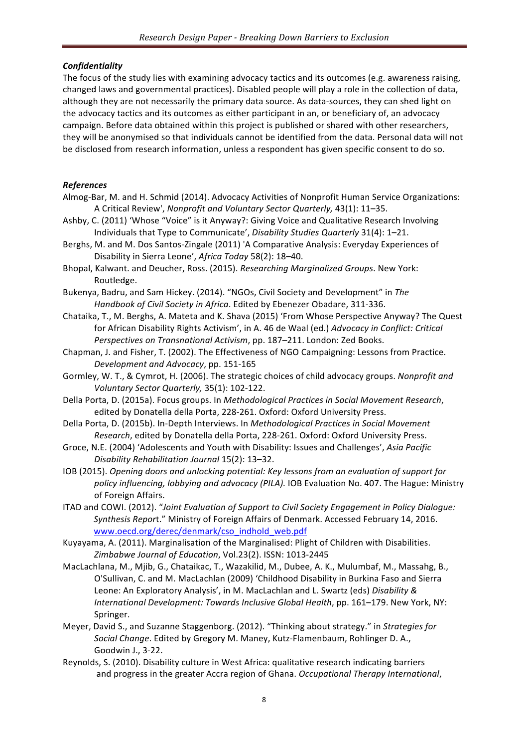### *Confidentiality*

The focus of the study lies with examining advocacy tactics and its outcomes (e.g. awareness raising, changed laws and governmental practices). Disabled people will play a role in the collection of data, although they are not necessarily the primary data source. As data-sources, they can shed light on the advocacy tactics and its outcomes as either participant in an, or beneficiary of, an advocacy campaign. Before data obtained within this project is published or shared with other researchers, they will be anonymised so that individuals cannot be identified from the data. Personal data will not be disclosed from research information, unless a respondent has given specific consent to do so.

### *References*

Almog-Bar, M. and H. Schmid (2014). Advocacy Activities of Nonprofit Human Service Organizations: A Critical Review', *Nonprofit and Voluntary Sector Quarterly,* 43(1): 11–35.

Ashby, C. (2011) 'Whose "Voice" is it Anyway?: Giving Voice and Qualitative Research Involving Individuals that Type to Communicate', *Disability Studies Quarterly* 31(4): 1–21.

Berghs, M. and M. Dos Santos-Zingale (2011) 'A Comparative Analysis: Everyday Experiences of Disability in Sierra Leone', *Africa Today* 58(2): 18–40.

Bhopal, Kalwant. and Deucher, Ross. (2015). *Researching Marginalized Groups*. New York: Routledge.

Bukenya, Badru, and Sam Hickey. (2014). "NGOs, Civil Society and Development" in *The Handbook of Civil Society in Africa*. Edited by Ebenezer Obadare, 311-336.

Chataika, T., M. Berghs, A. Mateta and K. Shava (2015) 'From Whose Perspective Anyway? The Quest for African Disability Rights Activism', in A. 46 de Waal (ed.) *Advocacy in Conflict: Critical Perspectives on Transnational Activism*, pp. 187–211. London: Zed Books.

Chapman, J. and Fisher, T. (2002). The Effectiveness of NGO Campaigning: Lessons from Practice. *Development and Advocacy*, pp. 151-165

Gormley, W. T., & Cymrot, H. (2006). The strategic choices of child advocacy groups. *Nonprofit and Voluntary Sector Quarterly,* 35(1): 102-122.

Della Porta, D. (2015a). Focus groups. In *Methodological Practices in Social Movement Research*, edited by Donatella della Porta, 228-261. Oxford: Oxford University Press.

Della Porta, D. (2015b). In-Depth Interviews. In *Methodological Practices in Social Movement Research*, edited by Donatella della Porta, 228-261. Oxford: Oxford University Press.

Groce, N.E. (2004) 'Adolescents and Youth with Disability: Issues and Challenges', *Asia Pacific Disability Rehabilitation Journal* 15(2): 13–32.

IOB (2015). *Opening doors and unlocking potential: Key lessons from an evaluation of support for policy influencing, lobbying and advocacy (PILA).* IOB Evaluation No. 407. The Hague: Ministry of Foreign Affairs.

ITAD and COWI. (2012). "*Joint Evaluation of Support to Civil Society Engagement in Policy Dialogue: Synthesis Repor*t." Ministry of Foreign Affairs of Denmark. Accessed February 14, 2016. www.oecd.org/derec/denmark/cso_indhold_web.pdf

Kuyayama, A. (2011). Marginalisation of the Marginalised: Plight of Children with Disabilities. *Zimbabwe Journal of Education*, Vol.23(2). ISSN: 1013-2445

MacLachlana, M., Mjib, G., Chataikac, T., Wazakilid, M., Dubee, A. K., Mulumbaf, M., Massahg, B., O'Sullivan, C. and M. MacLachlan (2009) 'Childhood Disability in Burkina Faso and Sierra Leone: An Exploratory Analysis', in M. MacLachlan and L. Swartz (eds) *Disability & International Development: Towards Inclusive Global Health*, pp. 161–179. New York, NY: Springer.

Meyer, David S., and Suzanne Staggenborg. (2012). "Thinking about strategy." in *Strategies for Social Change*. Edited by Gregory M. Maney, Kutz-Flamenbaum, Rohlinger D. A., Goodwin J., 3-22.

Reynolds, S. (2010). Disability culture in West Africa: qualitative research indicating barriers and progress in the greater Accra region of Ghana. *Occupational Therapy International*,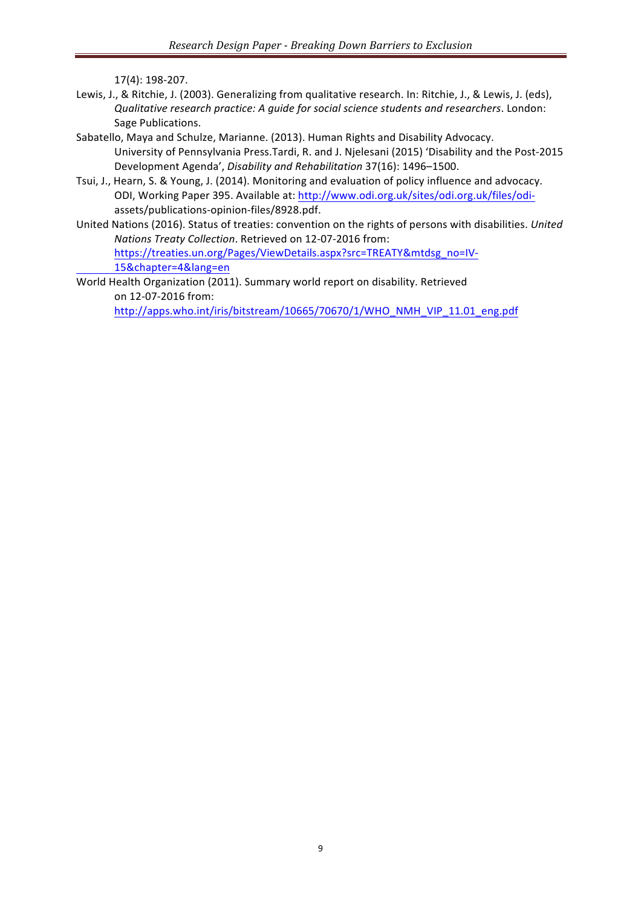17(4): 198-207.

Lewis, J., & Ritchie, J. (2003). Generalizing from qualitative research. In: Ritchie, J., & Lewis, J. (eds), *Qualitative research practice: A guide for social science students and researchers*. London: Sage Publications.

Sabatello, Maya and Schulze, Marianne. (2013). Human Rights and Disability Advocacy. University of Pennsylvania Press.Tardi, R. and J. Njelesani (2015) 'Disability and the Post-2015 Development Agenda', *Disability and Rehabilitation* 37(16): 1496–1500.

Tsui, J., Hearn, S. & Young, J. (2014). Monitoring and evaluation of policy influence and advocacy. ODI, Working Paper 395. Available at: http://www.odi.org.uk/sites/odi.org.uk/files/odi-assets/publications-opinion-files/8928.pdf.

United Nations (2016). Status of treaties: convention on the rights of persons with disabilities. *United Nations Treaty Collection*. Retrieved on 12-07-2016 from: https://treaties.un.org/Pages/ViewDetails.aspx?src=TREATY&mtdsg_no=IV-15&chapter=4&lang=en

World Health Organization (2011). Summary world report on disability. Retrieved on 12-07-2016 from: http://apps.who.int/iris/bitstream/10665/70670/1/WHO_NMH_VIP_11.01_eng.pdf